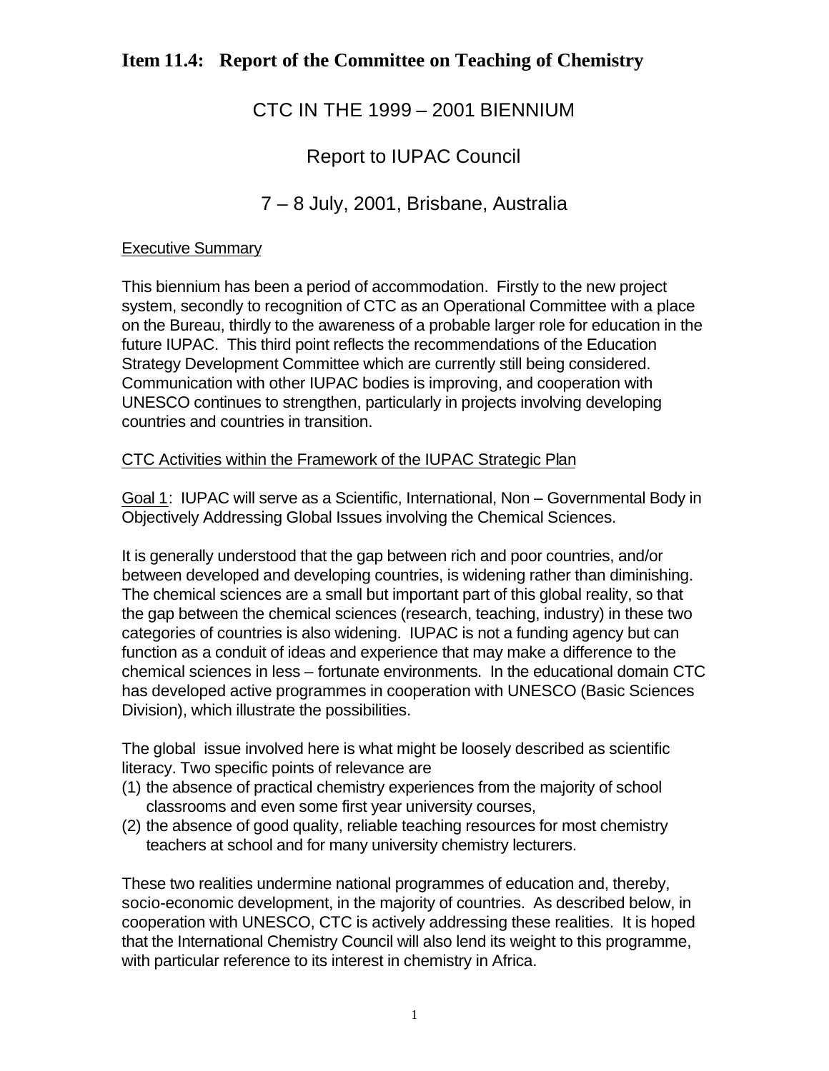## Item 11.4: Report of the Committee on Teaching of Chemistry

# CTC IN THE 1999 – 2001 BIENNIUM

# Report to IUPAC Council

# 7 – 8 July, 2001, Brisbane, Australia

Executive Summary

This biennium has been a period of accommodation. Firstly to the new project system, secondly to recognition of CTC as an Operational Committee with a place on the Bureau, thirdly to the awareness of a probable larger role for education in the future IUPAC. This third point reflects the recommendations of the Education Strategy Development Committee which are currently still being considered. Communication with other IUPAC bodies is improving, and cooperation with UNESCO continues to strengthen, particularly in projects involving developing countries and countries in transition.

CTC Activities within the Framework of the IUPAC Strategic Plan

Goal 1: IUPAC will serve as a Scientific, International, Non – Governmental Body in Objectively Addressing Global Issues involving the Chemical Sciences.

It is generally understood that the gap between rich and poor countries, and/or between developed and developing countries, is widening rather than diminishing. The chemical sciences are a small but important part of this global reality, so that the gap between the chemical sciences (research, teaching, industry) in these two categories of countries is also widening. IUPAC is not a funding agency but can function as a conduit of ideas and experience that may make a difference to the chemical sciences in less – fortunate environments. In the educational domain CTC has developed active programmes in cooperation with UNESCO (Basic Sciences Division), which illustrate the possibilities.

The global issue involved here is what might be loosely described as scientific literacy. Two specific points of relevance are

(1) the absence of practical chemistry experiences from the majority of school classrooms and even some first year university courses,
(2) the absence of good quality, reliable teaching resources for most chemistry teachers at school and for many university chemistry lecturers.

These two realities undermine national programmes of education and, thereby, socio-economic development, in the majority of countries. As described below, in cooperation with UNESCO, CTC is actively addressing these realities. It is hoped that the International Chemistry Council will also lend its weight to this programme, with particular reference to its interest in chemistry in Africa.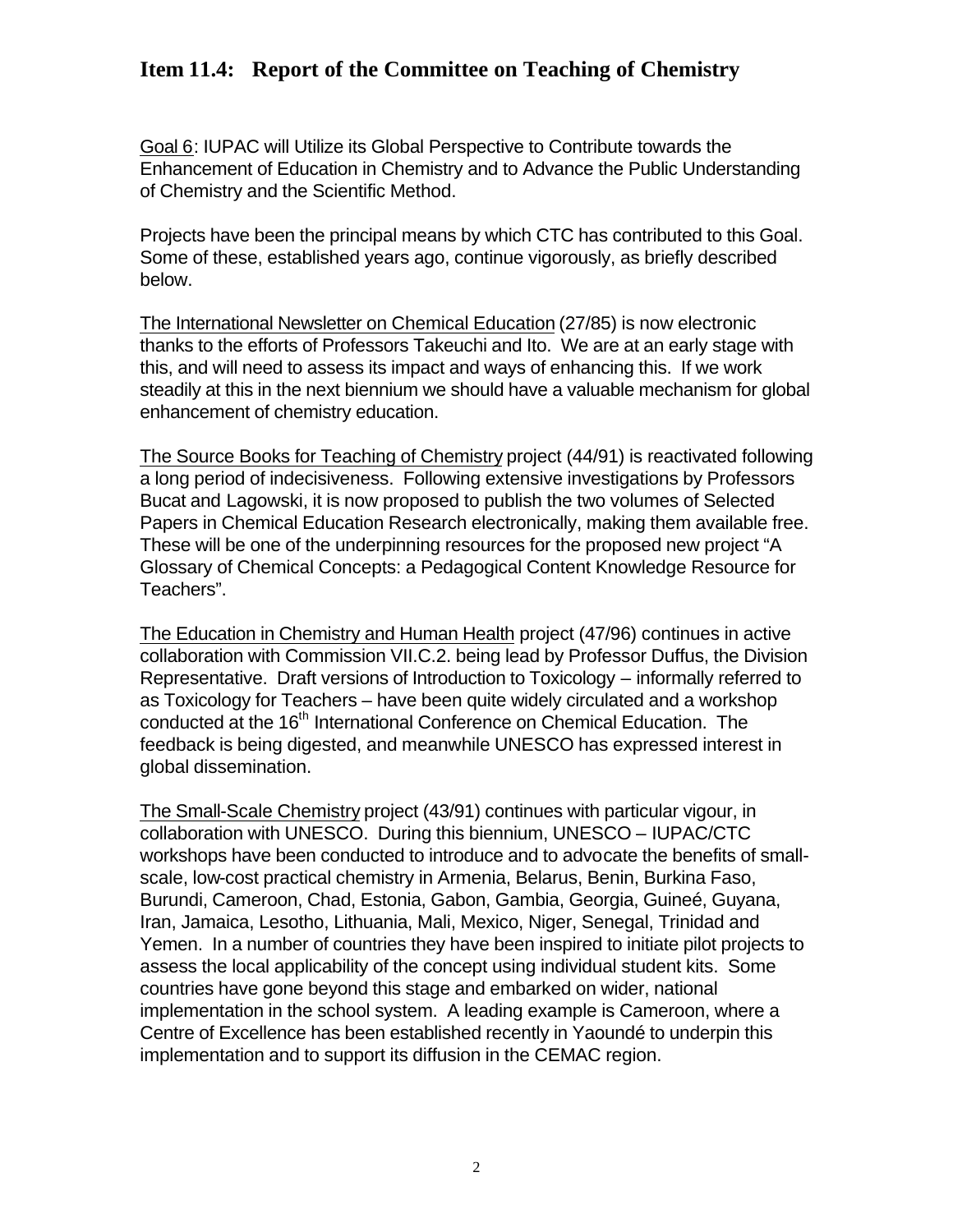## Item 11.4: Report of the Committee on Teaching of Chemistry

Goal 6: IUPAC will Utilize its Global Perspective to Contribute towards the Enhancement of Education in Chemistry and to Advance the Public Understanding of Chemistry and the Scientific Method.

Projects have been the principal means by which CTC has contributed to this Goal. Some of these, established years ago, continue vigorously, as briefly described below.

The International Newsletter on Chemical Education (27/85) is now electronic thanks to the efforts of Professors Takeuchi and Ito. We are at an early stage with this, and will need to assess its impact and ways of enhancing this. If we work steadily at this in the next biennium we should have a valuable mechanism for global enhancement of chemistry education.

The Source Books for Teaching of Chemistry project (44/91) is reactivated following a long period of indecisiveness. Following extensive investigations by Professors Bucat and Lagowski, it is now proposed to publish the two volumes of Selected Papers in Chemical Education Research electronically, making them available free. These will be one of the underpinning resources for the proposed new project "A Glossary of Chemical Concepts: a Pedagogical Content Knowledge Resource for Teachers".

The Education in Chemistry and Human Health project (47/96) continues in active collaboration with Commission VII.C.2. being lead by Professor Duffus, the Division Representative. Draft versions of Introduction to Toxicology – informally referred to as Toxicology for Teachers – have been quite widely circulated and a workshop conducted at the 16th International Conference on Chemical Education. The feedback is being digested, and meanwhile UNESCO has expressed interest in global dissemination.

The Small-Scale Chemistry project (43/91) continues with particular vigour, in collaboration with UNESCO. During this biennium, UNESCO – IUPAC/CTC workshops have been conducted to introduce and to advocate the benefits of small-scale, low-cost practical chemistry in Armenia, Belarus, Benin, Burkina Faso, Burundi, Cameroon, Chad, Estonia, Gabon, Gambia, Georgia, Guineé, Guyana, Iran, Jamaica, Lesotho, Lithuania, Mali, Mexico, Niger, Senegal, Trinidad and Yemen. In a number of countries they have been inspired to initiate pilot projects to assess the local applicability of the concept using individual student kits. Some countries have gone beyond this stage and embarked on wider, national implementation in the school system. A leading example is Cameroon, where a Centre of Excellence has been established recently in Yaoundé to underpin this implementation and to support its diffusion in the CEMAC region.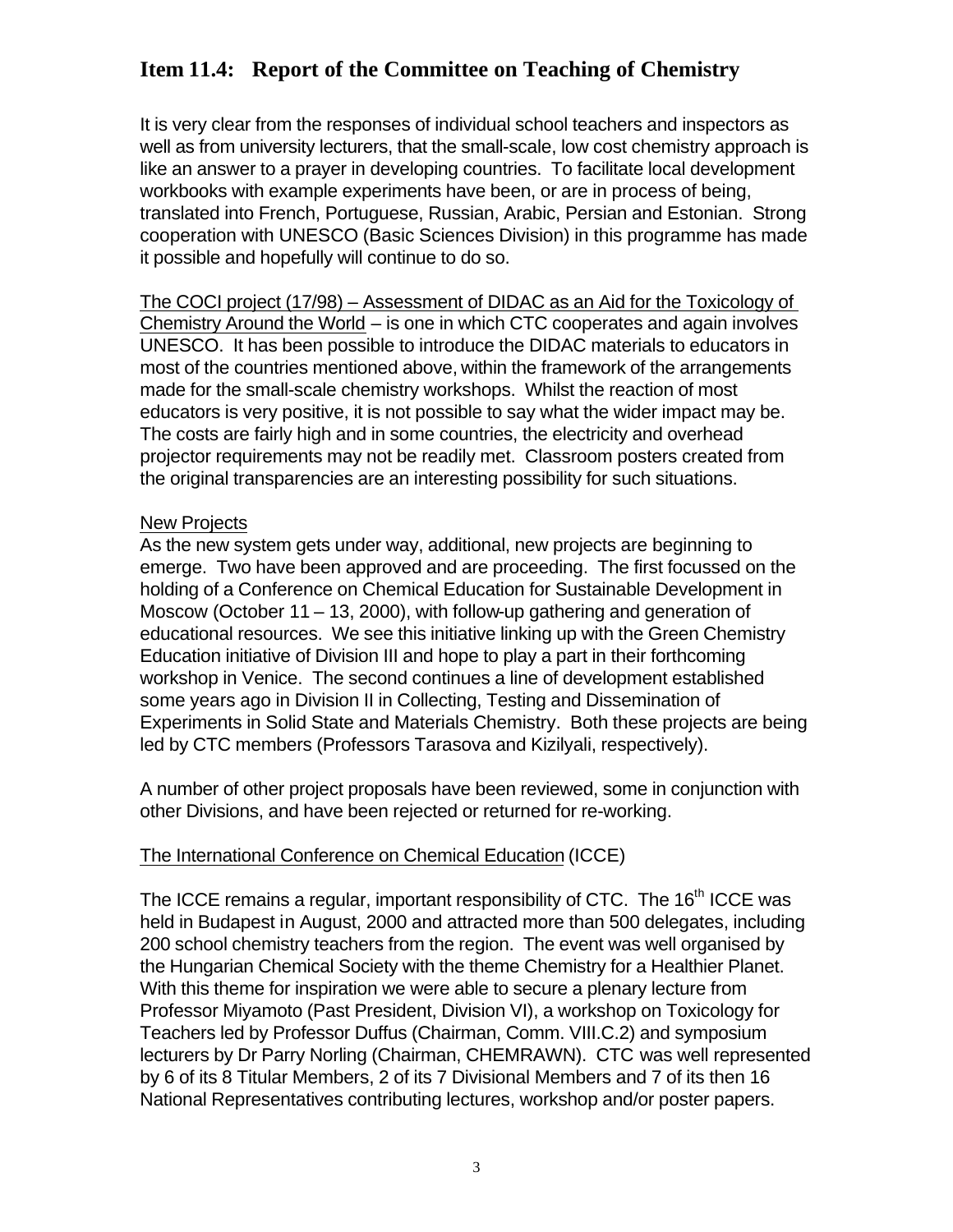## Item 11.4: Report of the Committee on Teaching of Chemistry

It is very clear from the responses of individual school teachers and inspectors as well as from university lecturers, that the small-scale, low cost chemistry approach is like an answer to a prayer in developing countries. To facilitate local development workbooks with example experiments have been, or are in process of being, translated into French, Portuguese, Russian, Arabic, Persian and Estonian. Strong cooperation with UNESCO (Basic Sciences Division) in this programme has made it possible and hopefully will continue to do so.

The COCI project (17/98) – Assessment of DIDAC as an Aid for the Toxicology of Chemistry Around the World – is one in which CTC cooperates and again involves UNESCO. It has been possible to introduce the DIDAC materials to educators in most of the countries mentioned above, within the framework of the arrangements made for the small-scale chemistry workshops. Whilst the reaction of most educators is very positive, it is not possible to say what the wider impact may be. The costs are fairly high and in some countries, the electricity and overhead projector requirements may not be readily met. Classroom posters created from the original transparencies are an interesting possibility for such situations.

New Projects

As the new system gets under way, additional, new projects are beginning to emerge. Two have been approved and are proceeding. The first focussed on the holding of a Conference on Chemical Education for Sustainable Development in Moscow (October 11 – 13, 2000), with follow-up gathering and generation of educational resources. We see this initiative linking up with the Green Chemistry Education initiative of Division III and hope to play a part in their forthcoming workshop in Venice. The second continues a line of development established some years ago in Division II in Collecting, Testing and Dissemination of Experiments in Solid State and Materials Chemistry. Both these projects are being led by CTC members (Professors Tarasova and Kizilyali, respectively).

A number of other project proposals have been reviewed, some in conjunction with other Divisions, and have been rejected or returned for re-working.

The International Conference on Chemical Education (ICCE)

The ICCE remains a regular, important responsibility of CTC. The 16th ICCE was held in Budapest in August, 2000 and attracted more than 500 delegates, including 200 school chemistry teachers from the region. The event was well organised by the Hungarian Chemical Society with the theme Chemistry for a Healthier Planet. With this theme for inspiration we were able to secure a plenary lecture from Professor Miyamoto (Past President, Division VI), a workshop on Toxicology for Teachers led by Professor Duffus (Chairman, Comm. VIII.C.2) and symposium lecturers by Dr Parry Norling (Chairman, CHEMRAWN). CTC was well represented by 6 of its 8 Titular Members, 2 of its 7 Divisional Members and 7 of its then 16 National Representatives contributing lectures, workshop and/or poster papers.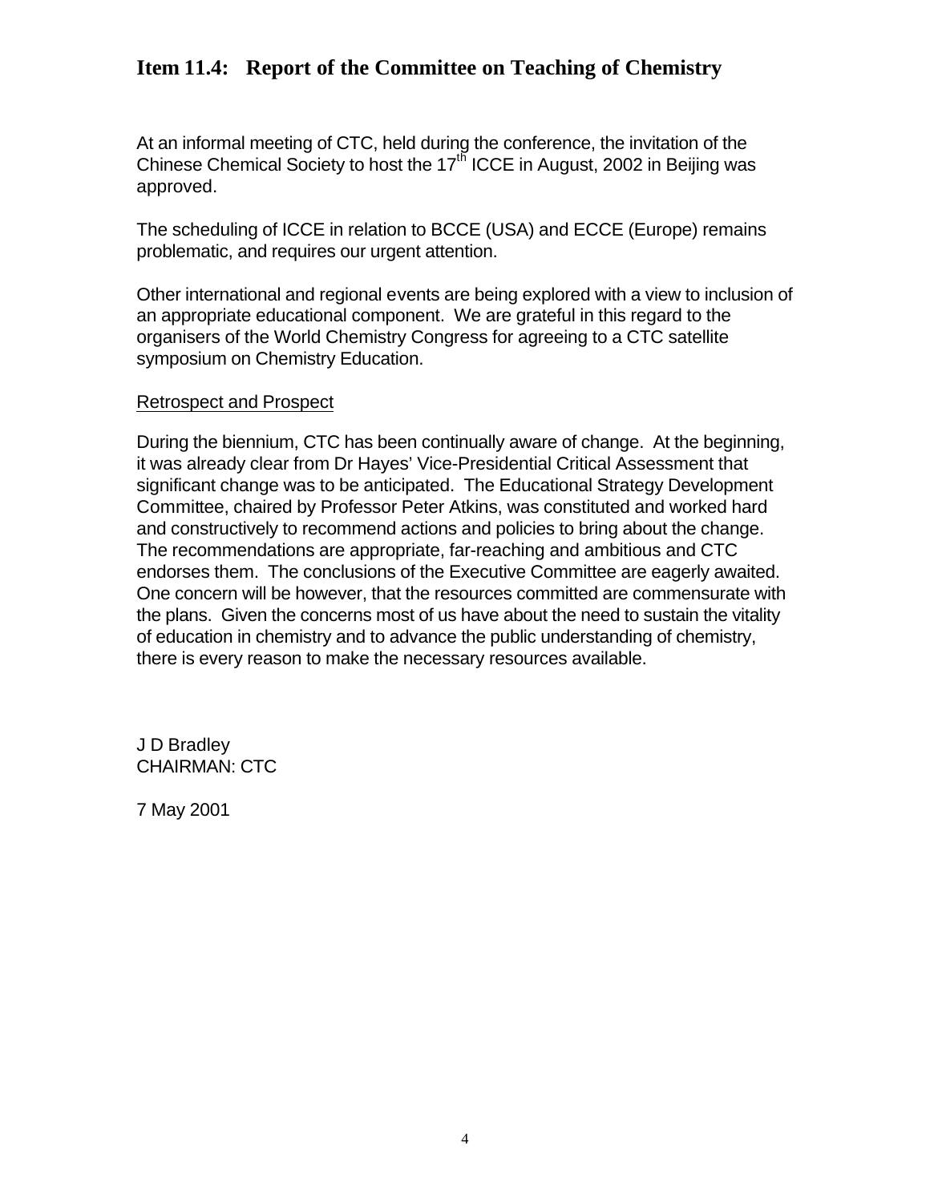## Item 11.4: Report of the Committee on Teaching of Chemistry

At an informal meeting of CTC, held during the conference, the invitation of the Chinese Chemical Society to host the 17th ICCE in August, 2002 in Beijing was approved.

The scheduling of ICCE in relation to BCCE (USA) and ECCE (Europe) remains problematic, and requires our urgent attention.

Other international and regional events are being explored with a view to inclusion of an appropriate educational component. We are grateful in this regard to the organisers of the World Chemistry Congress for agreeing to a CTC satellite symposium on Chemistry Education.

<u>Retrospect and Prospect</u>

During the biennium, CTC has been continually aware of change. At the beginning, it was already clear from Dr Hayes' Vice-Presidential Critical Assessment that significant change was to be anticipated. The Educational Strategy Development Committee, chaired by Professor Peter Atkins, was constituted and worked hard and constructively to recommend actions and policies to bring about the change. The recommendations are appropriate, far-reaching and ambitious and CTC endorses them. The conclusions of the Executive Committee are eagerly awaited. One concern will be however, that the resources committed are commensurate with the plans. Given the concerns most of us have about the need to sustain the vitality of education in chemistry and to advance the public understanding of chemistry, there is every reason to make the necessary resources available.

J D Bradley
CHAIRMAN: CTC

7 May 2001